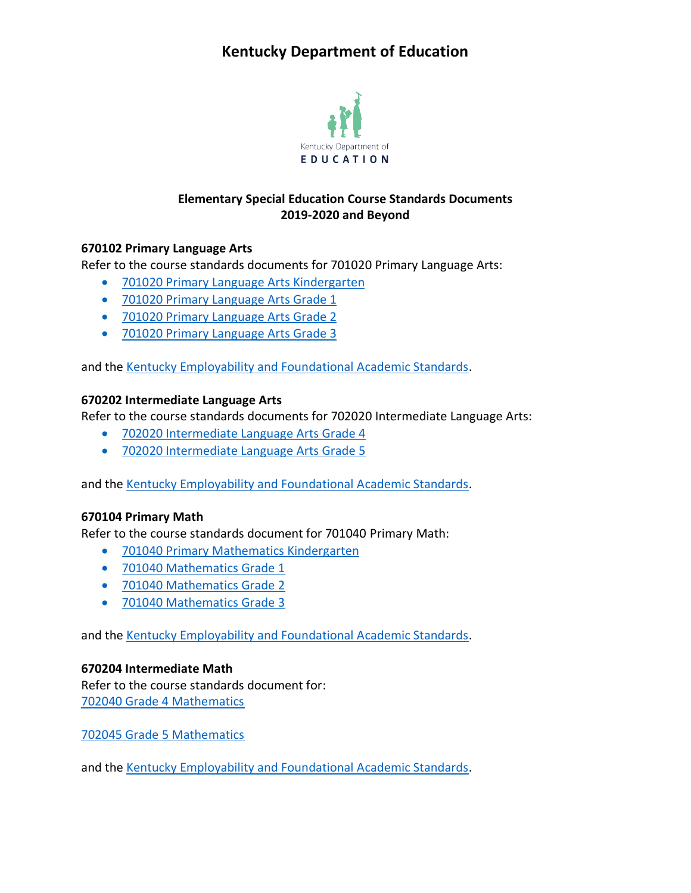# Kentucky Department of Education

Kentucky Department of
EDUCATION

## Elementary Special Education Course Standards Documents
## 2019-2020 and Beyond

**670102 Primary Language Arts**

Refer to the course standards documents for 701020 Primary Language Arts:

- 701020 Primary Language Arts Kindergarten
- 701020 Primary Language Arts Grade 1
- 701020 Primary Language Arts Grade 2
- 701020 Primary Language Arts Grade 3

and the Kentucky Employability and Foundational Academic Standards.

**670202 Intermediate Language Arts**

Refer to the course standards documents for 702020 Intermediate Language Arts:

- 702020 Intermediate Language Arts Grade 4
- 702020 Intermediate Language Arts Grade 5

and the Kentucky Employability and Foundational Academic Standards.

**670104 Primary Math**

Refer to the course standards document for 701040 Primary Math:

- 701040 Primary Mathematics Kindergarten
- 701040 Mathematics Grade 1
- 701040 Mathematics Grade 2
- 701040 Mathematics Grade 3

and the Kentucky Employability and Foundational Academic Standards.

**670204 Intermediate Math**

Refer to the course standards document for:
702040 Grade 4 Mathematics

702045 Grade 5 Mathematics

and the Kentucky Employability and Foundational Academic Standards.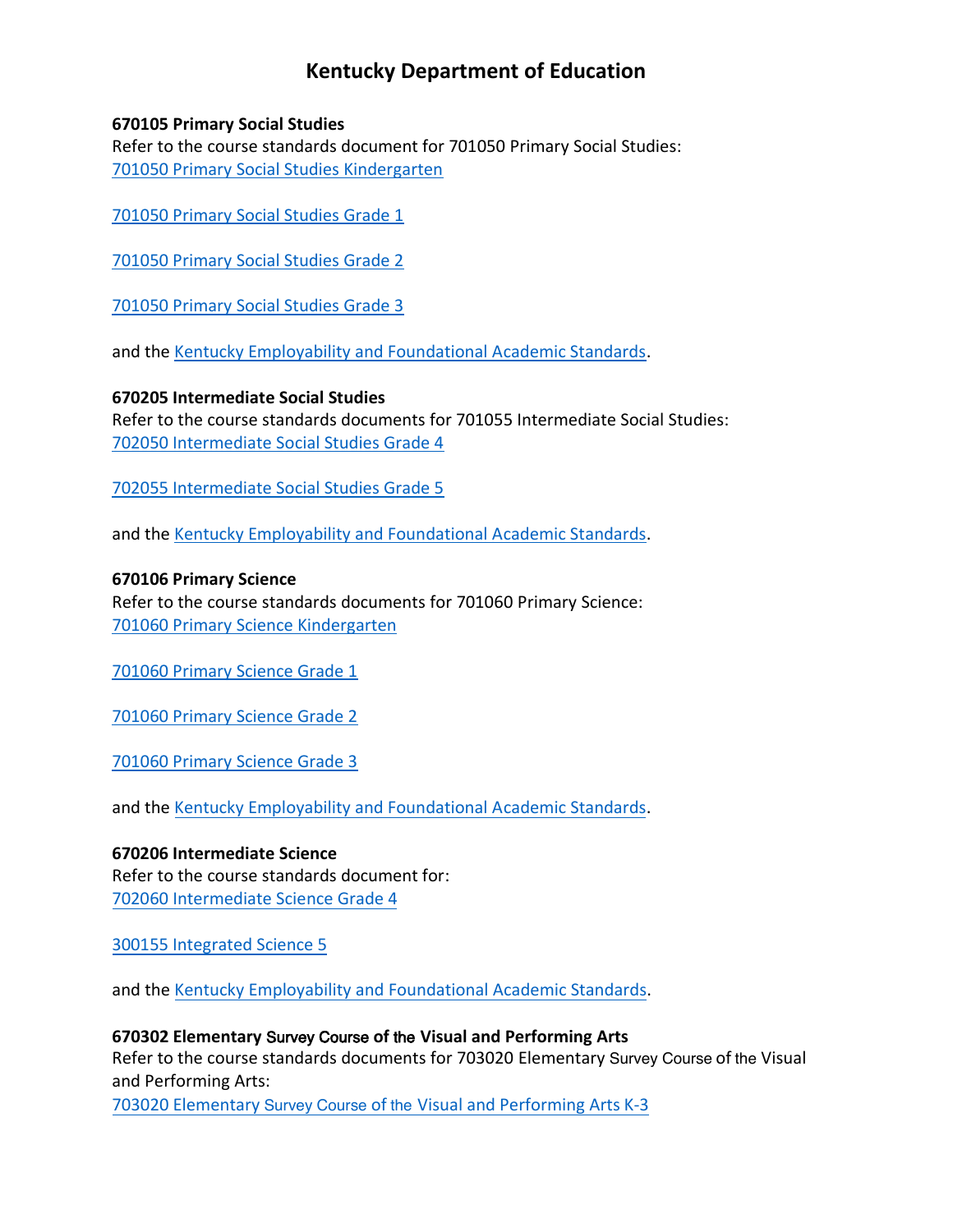# Kentucky Department of Education

**670105 Primary Social Studies**
Refer to the course standards document for 701050 Primary Social Studies:
[701050 Primary Social Studies Kindergarten]

[701050 Primary Social Studies Grade 1]

[701050 Primary Social Studies Grade 2]

[701050 Primary Social Studies Grade 3]

and the [Kentucky Employability and Foundational Academic Standards].

**670205 Intermediate Social Studies**
Refer to the course standards documents for 701055 Intermediate Social Studies:
[702050 Intermediate Social Studies Grade 4]

[702055 Intermediate Social Studies Grade 5]

and the [Kentucky Employability and Foundational Academic Standards].

**670106 Primary Science**
Refer to the course standards documents for 701060 Primary Science:
[701060 Primary Science Kindergarten]

[701060 Primary Science Grade 1]

[701060 Primary Science Grade 2]

[701060 Primary Science Grade 3]

and the [Kentucky Employability and Foundational Academic Standards].

**670206 Intermediate Science**
Refer to the course standards document for:
[702060 Intermediate Science Grade 4]

[300155 Integrated Science 5]

and the [Kentucky Employability and Foundational Academic Standards].

**670302 Elementary Survey Course of the Visual and Performing Arts**
Refer to the course standards documents for 703020 Elementary Survey Course of the Visual and Performing Arts:
[703020 Elementary Survey Course of the Visual and Performing Arts K-3]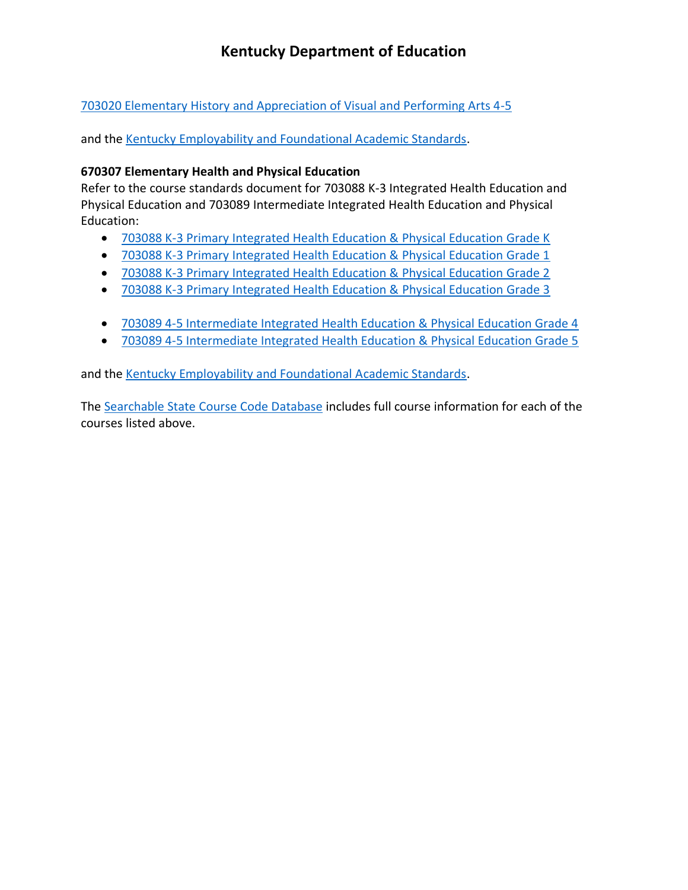703020 Elementary History and Appreciation of Visual and Performing Arts 4-5

and the Kentucky Employability and Foundational Academic Standards.

**670307 Elementary Health and Physical Education**

Refer to the course standards document for 703088 K-3 Integrated Health Education and Physical Education and 703089 Intermediate Integrated Health Education and Physical Education:

- 703088 K-3 Primary Integrated Health Education & Physical Education Grade K
- 703088 K-3 Primary Integrated Health Education & Physical Education Grade 1
- 703088 K-3 Primary Integrated Health Education & Physical Education Grade 2
- 703088 K-3 Primary Integrated Health Education & Physical Education Grade 3

- 703089 4-5 Intermediate Integrated Health Education & Physical Education Grade 4
- 703089 4-5 Intermediate Integrated Health Education & Physical Education Grade 5

and the Kentucky Employability and Foundational Academic Standards.

The Searchable State Course Code Database includes full course information for each of the courses listed above.